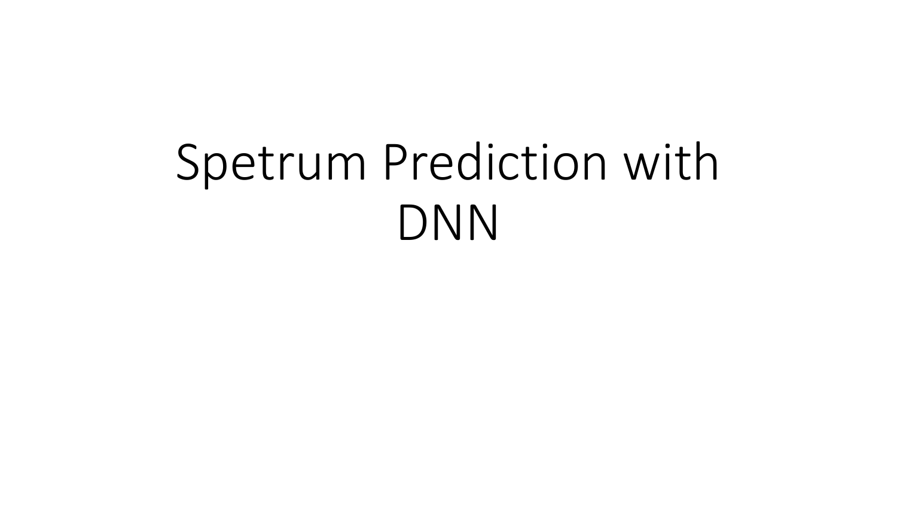# Spetrum Prediction with DNN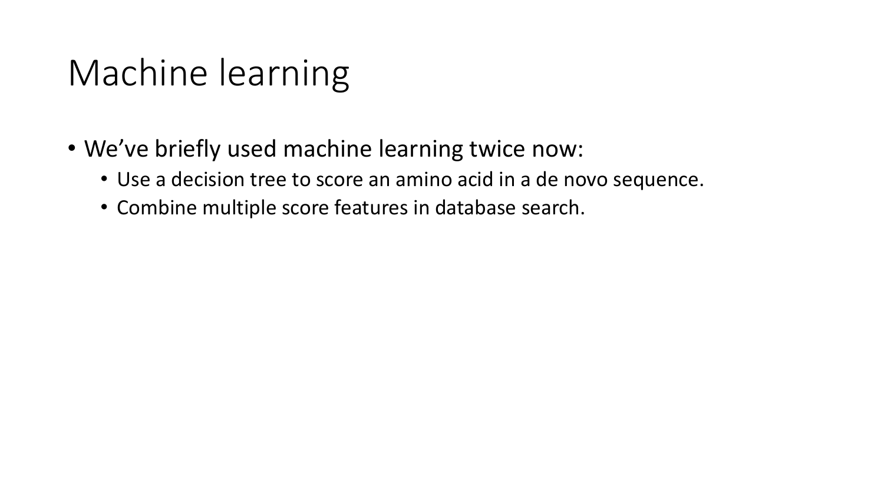# Machine learning

- We've briefly used machine learning twice now:
  - Use a decision tree to score an amino acid in a de novo sequence.
  - Combine multiple score features in database search.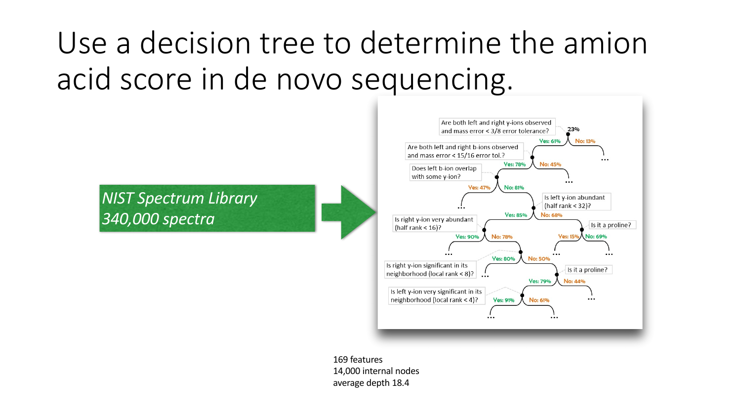# Use a decision tree to determine the amion acid score in de novo sequencing.

*NIST Spectrum Library*
*340,000 spectra*

- Are both left and right y-ions observed and mass error < 3/8 error tolerance? — 23%
  - Yes: 61% — Are both left and right b-ions observed and mass error < 15/16 error tol.?
    - Yes: 78% — Does left b-ion overlap with some y-ion?
      - Yes: 47% — …
      - No: 81% — Is left y-ion abundant (half rank < 32)?
        - Yes: 85% — Is right y-ion very abundant (half rank < 16)?
          - Yes: 90% — …
          - No: 78%
            - Yes: 80% — Is right y-ion significant in its neighborhood (local rank < 8)? …
            - No: 50% — Is it a proline?
              - Yes: 79% — Is left y-ion very significant in its neighborhood (local rank < 4)?
                - Yes: 91% — …
                - No: 61% — …
              - No: 44% — …
        - No: 68% — Is it a proline?
          - Yes: 15% — …
          - No: 69% — …
    - No: 45% — …
  - No: 13% — …

169 features
14,000 internal nodes
average depth 18.4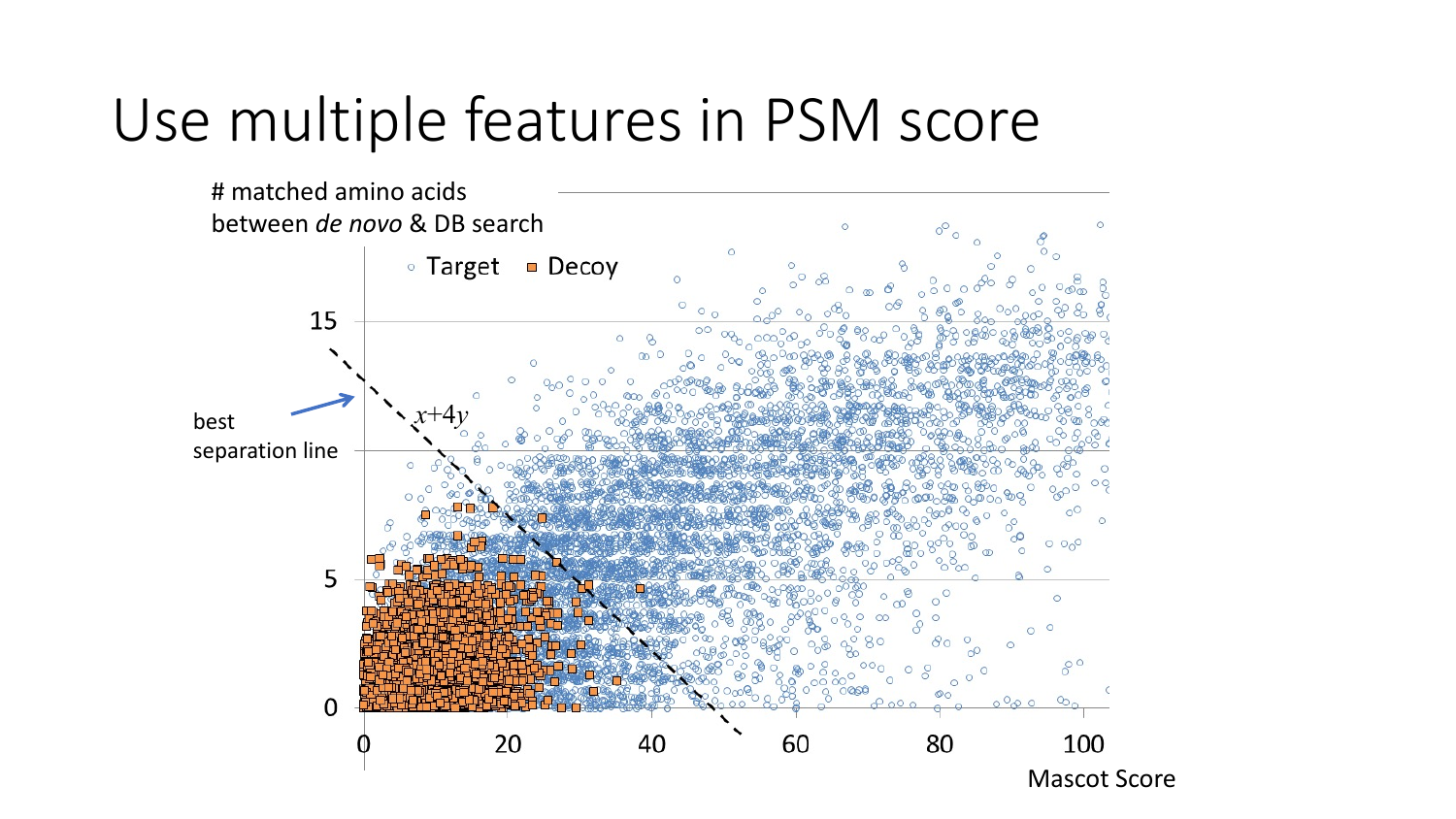# Use multiple features in PSM score

# matched amino acids between *de novo* & DB search

Target ▪ Decoy

best separation line

$x+4y$

15

5

0

0 20 40 60 80 100

Mascot Score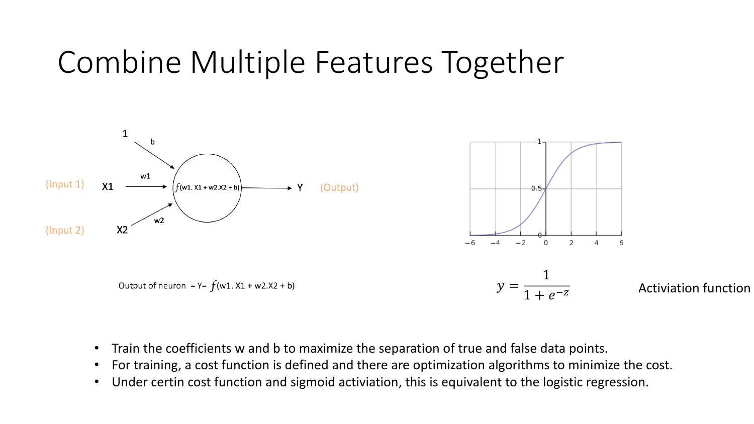# Combine Multiple Features Together

(Input 1) X1 —w1→ $f$(w1. X1 + w2.X2 + b) → Y (Output)

(Input 2) X2 —w2→

1 —b→

Output of neuron = Y= $f$(w1. X1 + w2.X2 + b)

$$y = \frac{1}{1 + e^{-z}}$$

Activiation function

- Train the coefficients w and b to maximize the separation of true and false data points.
- For training, a cost function is defined and there are optimization algorithms to minimize the cost.
- Under certin cost function and sigmoid activiation, this is equivalent to the logistic regression.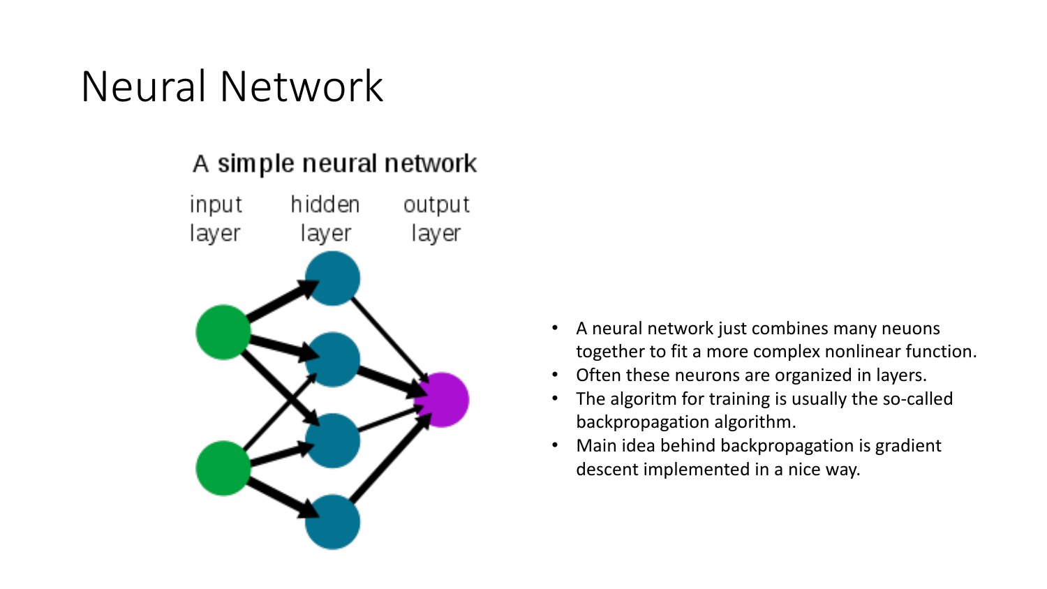# Neural Network

A simple neural network

input layer

hidden layer

output layer

- A neural network just combines many neuons together to fit a more complex nonlinear function.
- Often these neurons are organized in layers.
- The algoritm for training is usually the so-called backpropagation algorithm.
- Main idea behind backpropagation is gradient descent implemented in a nice way.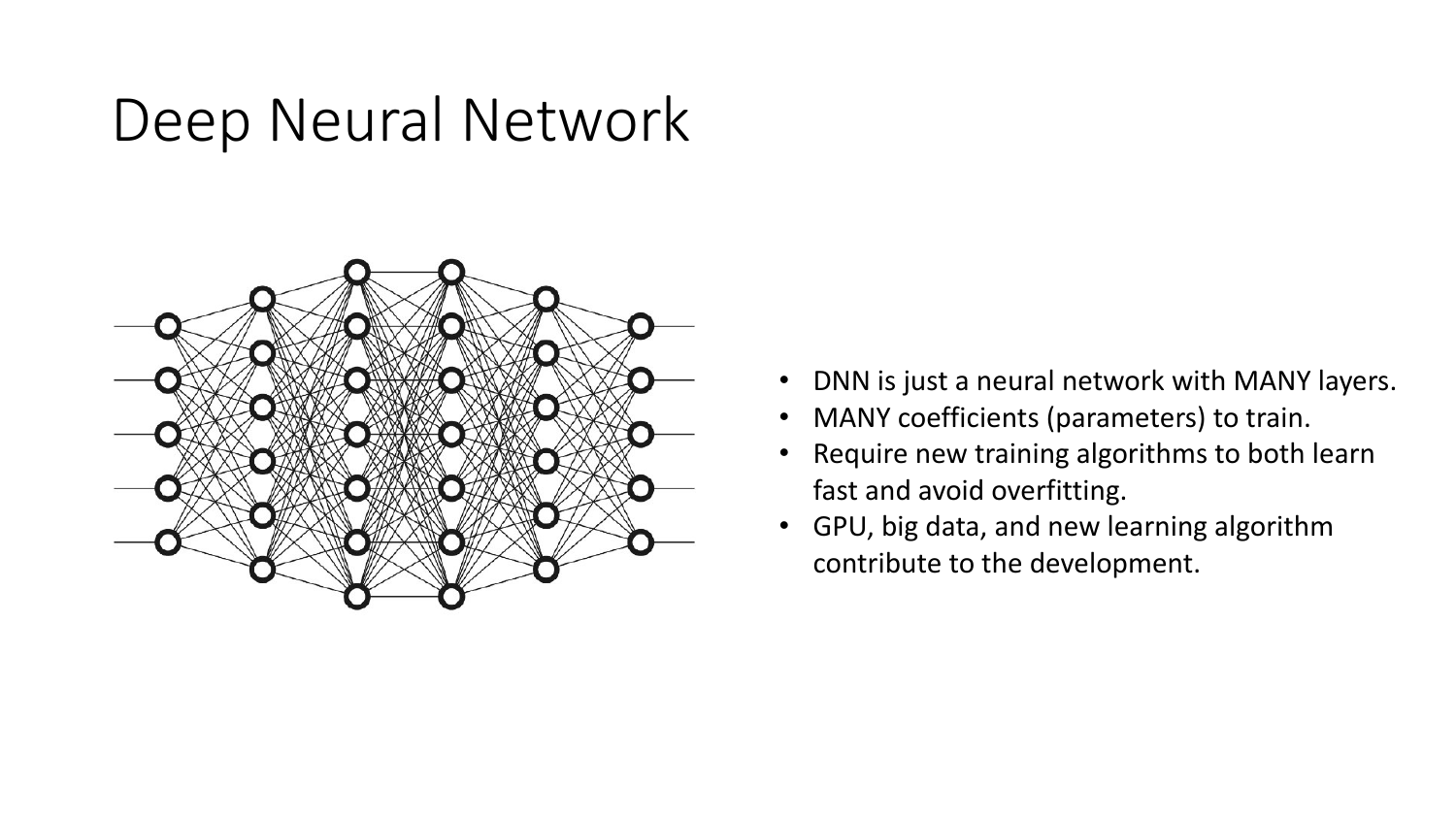# Deep Neural Network

- DNN is just a neural network with MANY layers.
- MANY coefficients (parameters) to train.
- Require new training algorithms to both learn fast and avoid overfitting.
- GPU, big data, and new learning algorithm contribute to the development.